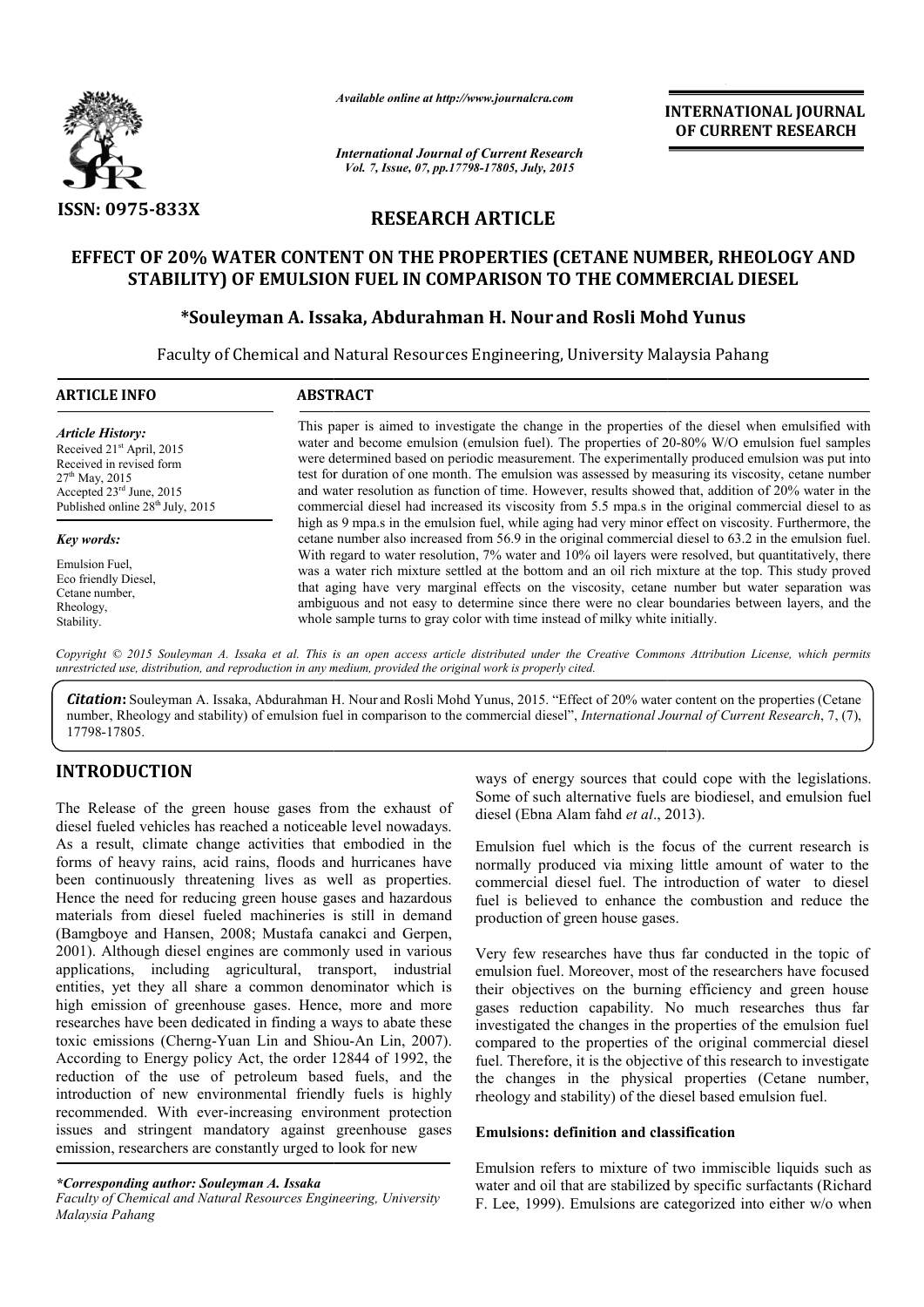*Available online at http://www.journalcra.com*

*International Journal of Current Research*
*Vol. 7, Issue, 07, pp.17798-17805, July, 2015*

**INTERNATIONAL JOURNAL OF CURRENT RESEARCH**

**ISSN: 0975-833X**

**RESEARCH ARTICLE**

# EFFECT OF 20% WATER CONTENT ON THE PROPERTIES (CETANE NUMBER, RHEOLOGY AND STABILITY) OF EMULSION FUEL IN COMPARISON TO THE COMMERCIAL DIESEL

**\*Souleyman A. Issaka, Abdurahman H. Nour and Rosli Mohd Yunus**

Faculty of Chemical and Natural Resources Engineering, University Malaysia Pahang

**ARTICLE INFO**

*Article History:*
Received 21st April, 2015
Received in revised form
27th May, 2015
Accepted 23rd June, 2015
Published online 28th July, 2015

*Key words:*
Emulsion Fuel,
Eco friendly Diesel,
Cetane number,
Rheology,
Stability.

**ABSTRACT**

This paper is aimed to investigate the change in the properties of the diesel when emulsified with water and become emulsion (emulsion fuel). The properties of 20-80% W/O emulsion fuel samples were determined based on periodic measurement. The experimentally produced emulsion was put into test for duration of one month. The emulsion was assessed by measuring its viscosity, cetane number and water resolution as function of time. However, results showed that, addition of 20% water in the commercial diesel had increased its viscosity from 5.5 mpa.s in the original commercial diesel to as high as 9 mpa.s in the emulsion fuel, while aging had very minor effect on viscosity. Furthermore, the cetane number also increased from 56.9 in the original commercial diesel to 63.2 in the emulsion fuel. With regard to water resolution, 7% water and 10% oil layers were resolved, but quantitatively, there was a water rich mixture settled at the bottom and an oil rich mixture at the top. This study proved that aging have very marginal effects on the viscosity, cetane number but water separation was ambiguous and not easy to determine since there were no clear boundaries between layers, and the whole sample turns to gray color with time instead of milky white initially.

*Copyright © 2015 Souleyman A. Issaka et al. This is an open access article distributed under the Creative Commons Attribution License, which permits unrestricted use, distribution, and reproduction in any medium, provided the original work is properly cited.*

***Citation*:** Souleyman A. Issaka, Abdurahman H. Nour and Rosli Mohd Yunus, 2015. "Effect of 20% water content on the properties (Cetane number, Rheology and stability) of emulsion fuel in comparison to the commercial diesel", *International Journal of Current Research*, 7, (7), 17798-17805.

## INTRODUCTION

The Release of the green house gases from the exhaust of diesel fueled vehicles has reached a noticeable level nowadays. As a result, climate change activities that embodied in the forms of heavy rains, acid rains, floods and hurricanes have been continuously threatening lives as well as properties. Hence the need for reducing green house gases and hazardous materials from diesel fueled machineries is still in demand (Bamgboye and Hansen, 2008; Mustafa canakci and Gerpen, 2001). Although diesel engines are commonly used in various applications, including agricultural, transport, industrial entities, yet they all share a common denominator which is high emission of greenhouse gases. Hence, more and more researches have been dedicated in finding a ways to abate these toxic emissions (Cherng-Yuan Lin and Shiou-An Lin, 2007). According to Energy policy Act, the order 12844 of 1992, the reduction of the use of petroleum based fuels, and the introduction of new environmental friendly fuels is highly recommended. With ever-increasing environment protection issues and stringent mandatory against greenhouse gases emission, researchers are constantly urged to look for new ways of energy sources that could cope with the legislations. Some of such alternative fuels are biodiesel, and emulsion fuel diesel (Ebna Alam fahd *et al*., 2013).

*\*Corresponding author: Souleyman A. Issaka*
*Faculty of Chemical and Natural Resources Engineering, University Malaysia Pahang*

Emulsion fuel which is the focus of the current research is normally produced via mixing little amount of water to the commercial diesel fuel. The introduction of water to diesel fuel is believed to enhance the combustion and reduce the production of green house gases.

Very few researches have thus far conducted in the topic of emulsion fuel. Moreover, most of the researchers have focused their objectives on the burning efficiency and green house gases reduction capability. No much researches thus far investigated the changes in the properties of the emulsion fuel compared to the properties of the original commercial diesel fuel. Therefore, it is the objective of this research to investigate the changes in the physical properties (Cetane number, rheology and stability) of the diesel based emulsion fuel.

### Emulsions: definition and classification

Emulsion refers to mixture of two immiscible liquids such as water and oil that are stabilized by specific surfactants (Richard F. Lee, 1999). Emulsions are categorized into either w/o when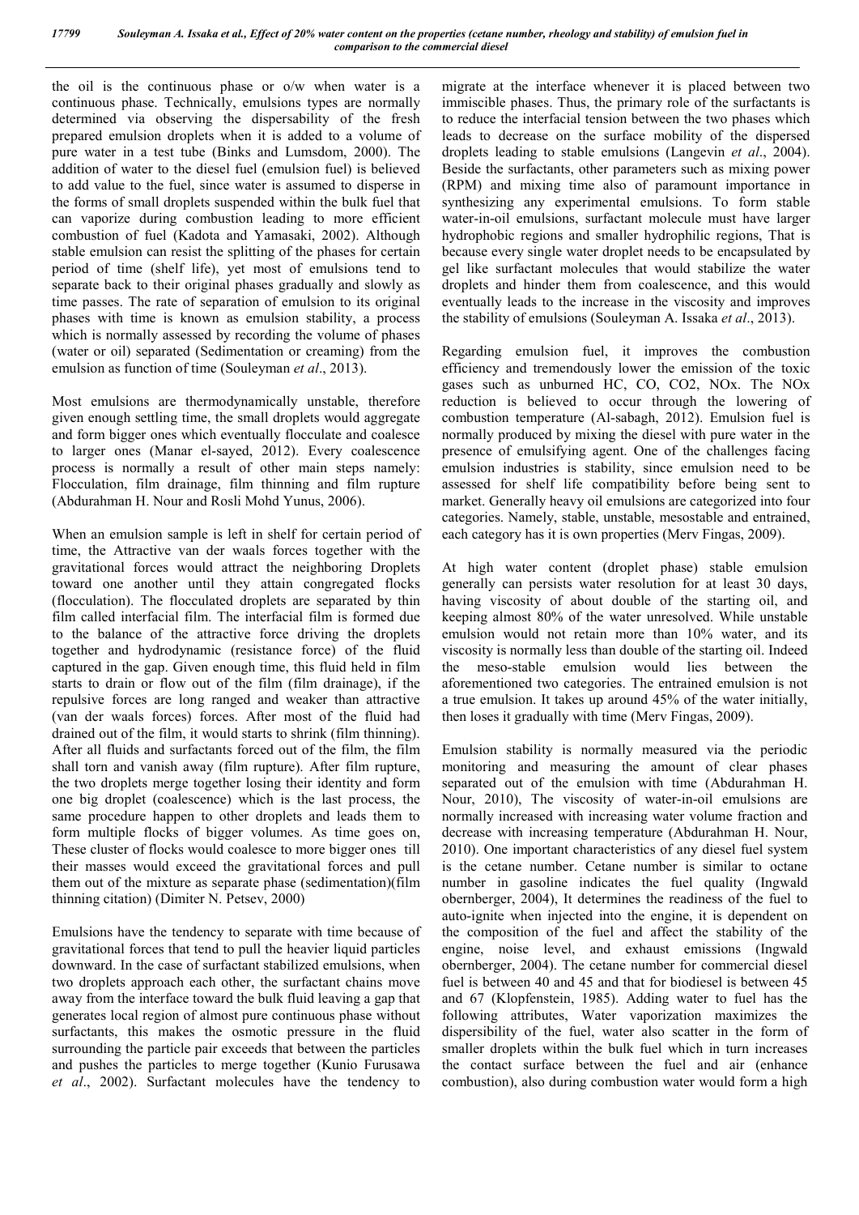the oil is the continuous phase or o/w when water is a continuous phase. Technically, emulsions types are normally determined via observing the dispersability of the fresh prepared emulsion droplets when it is added to a volume of pure water in a test tube (Binks and Lumsdom, 2000). The addition of water to the diesel fuel (emulsion fuel) is believed to add value to the fuel, since water is assumed to disperse in the forms of small droplets suspended within the bulk fuel that can vaporize during combustion leading to more efficient combustion of fuel (Kadota and Yamasaki, 2002). Although stable emulsion can resist the splitting of the phases for certain period of time (shelf life), yet most of emulsions tend to separate back to their original phases gradually and slowly as time passes. The rate of separation of emulsion to its original phases with time is known as emulsion stability, a process which is normally assessed by recording the volume of phases (water or oil) separated (Sedimentation or creaming) from the emulsion as function of time (Souleyman *et al*., 2013).

Most emulsions are thermodynamically unstable, therefore given enough settling time, the small droplets would aggregate and form bigger ones which eventually flocculate and coalesce to larger ones (Manar el-sayed, 2012). Every coalescence process is normally a result of other main steps namely: Flocculation, film drainage, film thinning and film rupture (Abdurahman H. Nour and Rosli Mohd Yunus, 2006).

When an emulsion sample is left in shelf for certain period of time, the Attractive van der waals forces together with the gravitational forces would attract the neighboring Droplets toward one another until they attain congregated flocks (flocculation). The flocculated droplets are separated by thin film called interfacial film. The interfacial film is formed due to the balance of the attractive force driving the droplets together and hydrodynamic (resistance force) of the fluid captured in the gap. Given enough time, this fluid held in film starts to drain or flow out of the film (film drainage), if the repulsive forces are long ranged and weaker than attractive (van der waals forces) forces. After most of the fluid had drained out of the film, it would starts to shrink (film thinning). After all fluids and surfactants forced out of the film, the film shall torn and vanish away (film rupture). After film rupture, the two droplets merge together losing their identity and form one big droplet (coalescence) which is the last process, the same procedure happen to other droplets and leads them to form multiple flocks of bigger volumes. As time goes on, These cluster of flocks would coalesce to more bigger ones till their masses would exceed the gravitational forces and pull them out of the mixture as separate phase (sedimentation)(film thinning citation) (Dimiter N. Petsev, 2000)

Emulsions have the tendency to separate with time because of gravitational forces that tend to pull the heavier liquid particles downward. In the case of surfactant stabilized emulsions, when two droplets approach each other, the surfactant chains move away from the interface toward the bulk fluid leaving a gap that generates local region of almost pure continuous phase without surfactants, this makes the osmotic pressure in the fluid surrounding the particle pair exceeds that between the particles and pushes the particles to merge together (Kunio Furusawa *et al*., 2002). Surfactant molecules have the tendency to migrate at the interface whenever it is placed between two immiscible phases. Thus, the primary role of the surfactants is to reduce the interfacial tension between the two phases which leads to decrease on the surface mobility of the dispersed droplets leading to stable emulsions (Langevin *et al*., 2004). Beside the surfactants, other parameters such as mixing power (RPM) and mixing time also of paramount importance in synthesizing any experimental emulsions. To form stable water-in-oil emulsions, surfactant molecule must have larger hydrophobic regions and smaller hydrophilic regions, That is because every single water droplet needs to be encapsulated by gel like surfactant molecules that would stabilize the water droplets and hinder them from coalescence, and this would eventually leads to the increase in the viscosity and improves the stability of emulsions (Souleyman A. Issaka *et al*., 2013).

Regarding emulsion fuel, it improves the combustion efficiency and tremendously lower the emission of the toxic gases such as unburned HC, CO, CO2, NOx. The NOx reduction is believed to occur through the lowering of combustion temperature (Al-sabagh, 2012). Emulsion fuel is normally produced by mixing the diesel with pure water in the presence of emulsifying agent. One of the challenges facing emulsion industries is stability, since emulsion need to be assessed for shelf life compatibility before being sent to market. Generally heavy oil emulsions are categorized into four categories. Namely, stable, unstable, mesostable and entrained, each category has it is own properties (Merv Fingas, 2009).

At high water content (droplet phase) stable emulsion generally can persists water resolution for at least 30 days, having viscosity of about double of the starting oil, and keeping almost 80% of the water unresolved. While unstable emulsion would not retain more than 10% water, and its viscosity is normally less than double of the starting oil. Indeed the meso-stable emulsion would lies between the aforementioned two categories. The entrained emulsion is not a true emulsion. It takes up around 45% of the water initially, then loses it gradually with time (Merv Fingas, 2009).

Emulsion stability is normally measured via the periodic monitoring and measuring the amount of clear phases separated out of the emulsion with time (Abdurahman H. Nour, 2010), The viscosity of water-in-oil emulsions are normally increased with increasing water volume fraction and decrease with increasing temperature (Abdurahman H. Nour, 2010). One important characteristics of any diesel fuel system is the cetane number. Cetane number is similar to octane number in gasoline indicates the fuel quality (Ingwald obernberger, 2004), It determines the readiness of the fuel to auto-ignite when injected into the engine, it is dependent on the composition of the fuel and affect the stability of the engine, noise level, and exhaust emissions (Ingwald obernberger, 2004). The cetane number for commercial diesel fuel is between 40 and 45 and that for biodiesel is between 45 and 67 (Klopfenstein, 1985). Adding water to fuel has the following attributes, Water vaporization maximizes the dispersibility of the fuel, water also scatter in the form of smaller droplets within the bulk fuel which in turn increases the contact surface between the fuel and air (enhance combustion), also during combustion water would form a high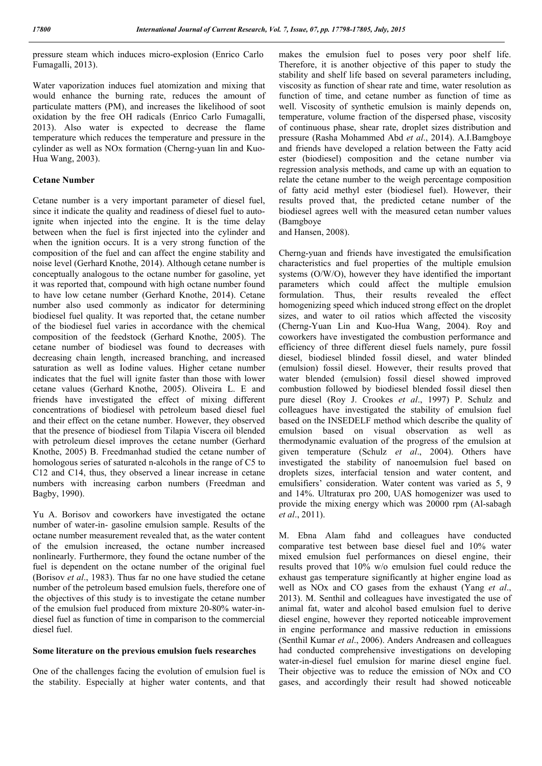pressure steam which induces micro-explosion (Enrico Carlo Fumagalli, 2013).

Water vaporization induces fuel atomization and mixing that would enhance the burning rate, reduces the amount of particulate matters (PM), and increases the likelihood of soot oxidation by the free OH radicals (Enrico Carlo Fumagalli, 2013). Also water is expected to decrease the flame temperature which reduces the temperature and pressure in the cylinder as well as NOx formation (Cherng-yuan lin and Kuo-Hua Wang, 2003).

### Cetane Number

Cetane number is a very important parameter of diesel fuel, since it indicate the quality and readiness of diesel fuel to auto-ignite when injected into the engine. It is the time delay between when the fuel is first injected into the cylinder and when the ignition occurs. It is a very strong function of the composition of the fuel and can affect the engine stability and noise level (Gerhard Knothe, 2014). Although cetane number is conceptually analogous to the octane number for gasoline, yet it was reported that, compound with high octane number found to have low cetane number (Gerhard Knothe, 2014). Cetane number also used commonly as indicator for determining biodiesel fuel quality. It was reported that, the cetane number of the biodiesel fuel varies in accordance with the chemical composition of the feedstock (Gerhard Knothe, 2005). The cetane number of biodiesel was found to decreases with decreasing chain length, increased branching, and increased saturation as well as Iodine values. Higher cetane number indicates that the fuel will ignite faster than those with lower cetane values (Gerhard Knothe, 2005). Oliveira L. E and friends have investigated the effect of mixing different concentrations of biodiesel with petroleum based diesel fuel and their effect on the cetane number. However, they observed that the presence of biodiesel from Tilapia Viscera oil blended with petroleum diesel improves the cetane number (Gerhard Knothe, 2005) B. Freedmanhad studied the cetane number of homologous series of saturated n-alcohols in the range of C5 to C12 and C14, thus, they observed a linear increase in cetane numbers with increasing carbon numbers (Freedman and Bagby, 1990).

Yu A. Borisov and coworkers have investigated the octane number of water-in- gasoline emulsion sample. Results of the octane number measurement revealed that, as the water content of the emulsion increased, the octane number increased nonlinearly. Furthermore, they found the octane number of the fuel is dependent on the octane number of the original fuel (Borisov *et al*., 1983). Thus far no one have studied the cetane number of the petroleum based emulsion fuels, therefore one of the objectives of this study is to investigate the cetane number of the emulsion fuel produced from mixture 20-80% water-in-diesel fuel as function of time in comparison to the commercial diesel fuel.

### Some literature on the previous emulsion fuels researches

One of the challenges facing the evolution of emulsion fuel is the stability. Especially at higher water contents, and that makes the emulsion fuel to poses very poor shelf life. Therefore, it is another objective of this paper to study the stability and shelf life based on several parameters including, viscosity as function of shear rate and time, water resolution as function of time, and cetane number as function of time as well. Viscosity of synthetic emulsion is mainly depends on, temperature, volume fraction of the dispersed phase, viscosity of continuous phase, shear rate, droplet sizes distribution and pressure (Rasha Mohammed Abd *et al*., 2014). A.I.Bamgboye and friends have developed a relation between the Fatty acid ester (biodiesel) composition and the cetane number via regression analysis methods, and came up with an equation to relate the cetane number to the weigh percentage composition of fatty acid methyl ester (biodiesel fuel). However, their results proved that, the predicted cetane number of the biodiesel agrees well with the measured cetan number values (Bamgboye and Hansen, 2008).

Cherng-yuan and friends have investigated the emulsification characteristics and fuel properties of the multiple emulsion systems (O/W/O), however they have identified the important parameters which could affect the multiple emulsion formulation. Thus, their results revealed the effect homogenizing speed which induced strong effect on the droplet sizes, and water to oil ratios which affected the viscosity (Cherng-Yuan Lin and Kuo-Hua Wang, 2004). Roy and coworkers have investigated the combustion performance and efficiency of three different diesel fuels namely, pure fossil diesel, biodiesel blinded fossil diesel, and water blinded (emulsion) fossil diesel. However, their results proved that water blended (emulsion) fossil diesel showed improved combustion followed by biodiesel blended fossil diesel then pure diesel (Roy J. Crookes *et al*., 1997) P. Schulz and colleagues have investigated the stability of emulsion fuel based on the INSEDELF method which describe the quality of emulsion based on visual observation as well as thermodynamic evaluation of the progress of the emulsion at given temperature (Schulz *et al*., 2004). Others have investigated the stability of nanoemulsion fuel based on droplets sizes, interfacial tension and water content, and emulsifiers' consideration. Water content was varied as 5, 9 and 14%. Ultraturax pro 200, UAS homogenizer was used to provide the mixing energy which was 20000 rpm (Al-sabagh *et al*., 2011).

M. Ebna Alam fahd and colleagues have conducted comparative test between base diesel fuel and 10% water mixed emulsion fuel performances on diesel engine, their results proved that 10% w/o emulsion fuel could reduce the exhaust gas temperature significantly at higher engine load as well as NOx and CO gases from the exhaust (Yang *et al*., 2013). M. Senthil and colleagues have investigated the use of animal fat, water and alcohol based emulsion fuel to derive diesel engine, however they reported noticeable improvement in engine performance and massive reduction in emissions (Senthil Kumar *et al*., 2006). Anders Andreasen and colleagues had conducted comprehensive investigations on developing water-in-diesel fuel emulsion for marine diesel engine fuel. Their objective was to reduce the emission of NOx and CO gases, and accordingly their result had showed noticeable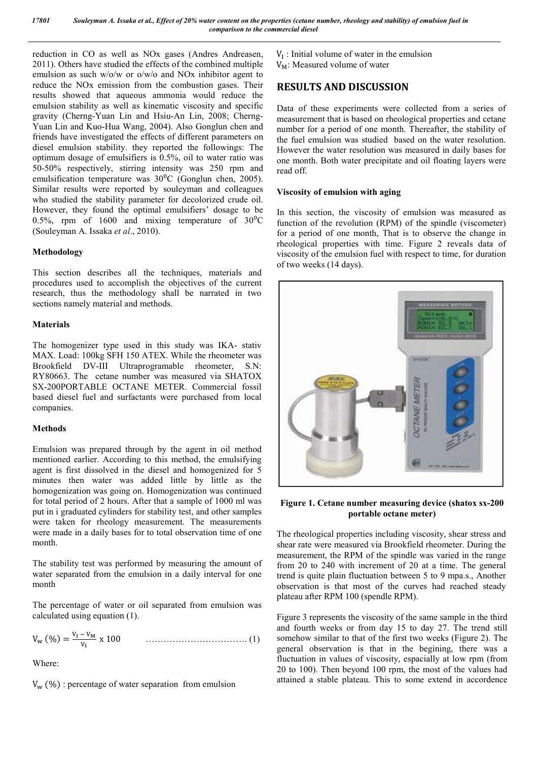reduction in CO as well as NOx gases (Andres Andreasen, 2011). Others have studied the effects of the combined multiple emulsion as such w/o/w or o/w/o and NOx inhibitor agent to reduce the NOx emission from the combustion gases. Their results showed that aqueous ammonia would reduce the emulsion stability as well as kinematic viscosity and specific gravity (Cherng-Yuan Lin and Hsiu-An Lin, 2008; Cherng-Yuan Lin and Kuo-Hua Wang, 2004). Also Gonglun chen and friends have investigated the effects of different parameters on diesel emulsion stability. they reported the followings: The optimum dosage of emulsifiers is 0.5%, oil to water ratio was 50-50% respectively, stirring intensity was 250 rpm and emulsification temperature was 30$^0$C (Gonglun chen, 2005). Similar results were reported by souleyman and colleagues who studied the stability parameter for decolorized crude oil. However, they found the optimal emulsifiers' dosage to be 0.5%, rpm of 1600 and mixing temperature of 30$^0$C (Souleyman A. Issaka *et al*., 2010).

### Methodology

This section describes all the techniques, materials and procedures used to accomplish the objectives of the current research, thus the methodology shall be narrated in two sections namely material and methods.

### Materials

The homogenizer type used in this study was IKA- stativ MAX. Load: 100kg SFH 150 ATEX. While the rheometer was Brookfield DV-III Ultraprogramable rheometer, S.N: RY80663. The cetane number was measured via SHATOX SX-200PORTABLE OCTANE METER. Commercial fossil based diesel fuel and surfactants were purchased from local companies.

### Methods

Emulsion was prepared through by the agent in oil method mentioned earlier. According to this method, the emulsifying agent is first dissolved in the diesel and homogenized for 5 minutes then water was added little by little as the homogenization was going on. Homogenization was continued for total period of 2 hours. After that a sample of 1000 ml was put in i graduated cylinders for stability test, and other samples were taken for rheology measurement. The measurements were made in a daily bases for to total observation time of one month.

The stability test was performed by measuring the amount of water separated from the emulsion in a daily interval for one month

The percentage of water or oil separated from emulsion was calculated using equation (1).

$$V_w\,(\%) = \frac{V_I - V_M}{V_I} \times 100 \qquad \ldots\ldots\ldots\ldots\ldots\ldots\ldots\ldots\ldots\ldots\ (1)$$

Where:

$V_w\,(\%)$ : percentage of water separation from emulsion

$V_I$ : Initial volume of water in the emulsion

$V_M$: Measured volume of water

## RESULTS AND DISCUSSION

Data of these experiments were collected from a series of measurement that is based on rheological properties and cetane number for a period of one month. Thereafter, the stability of the fuel emulsion was studied based on the water resolution. However the water resolution was measured in daily bases for one month. Both water precipitate and oil floating layers were read off.

### Viscosity of emulsion with aging

In this section, the viscosity of emulsion was measured as function of the revolution (RPM) of the spindle (viscometer) for a period of one month, That is to observe the change in rheological properties with time. Figure 2 reveals data of viscosity of the emulsion fuel with respect to time, for duration of two weeks (14 days).

**Figure 1. Cetane number measuring device (shatox sx-200 portable octane meter)**

The rheological properties including viscosity, shear stress and shear rate were measured via Brookfield rheometer. During the measurement, the RPM of the spindle was varied in the range from 20 to 240 with increment of 20 at a time. The general trend is quite plain fluctuation between 5 to 9 mpa.s., Another observation is that most of the curves had reached steady plateau after RPM 100 (spendle RPM).

Figure 3 represents the viscosity of the same sample in the third and fourth weeks or from day 15 to day 27. The trend still somehow similar to that of the first two weeks (Figure 2). The general observation is that in the begining, there was a fluctuation in values of viscosity, espacially at low rpm (from 20 to 100). Then beyond 100 rpm, the most of the values had attained a stable plateau. This to some extend in accordence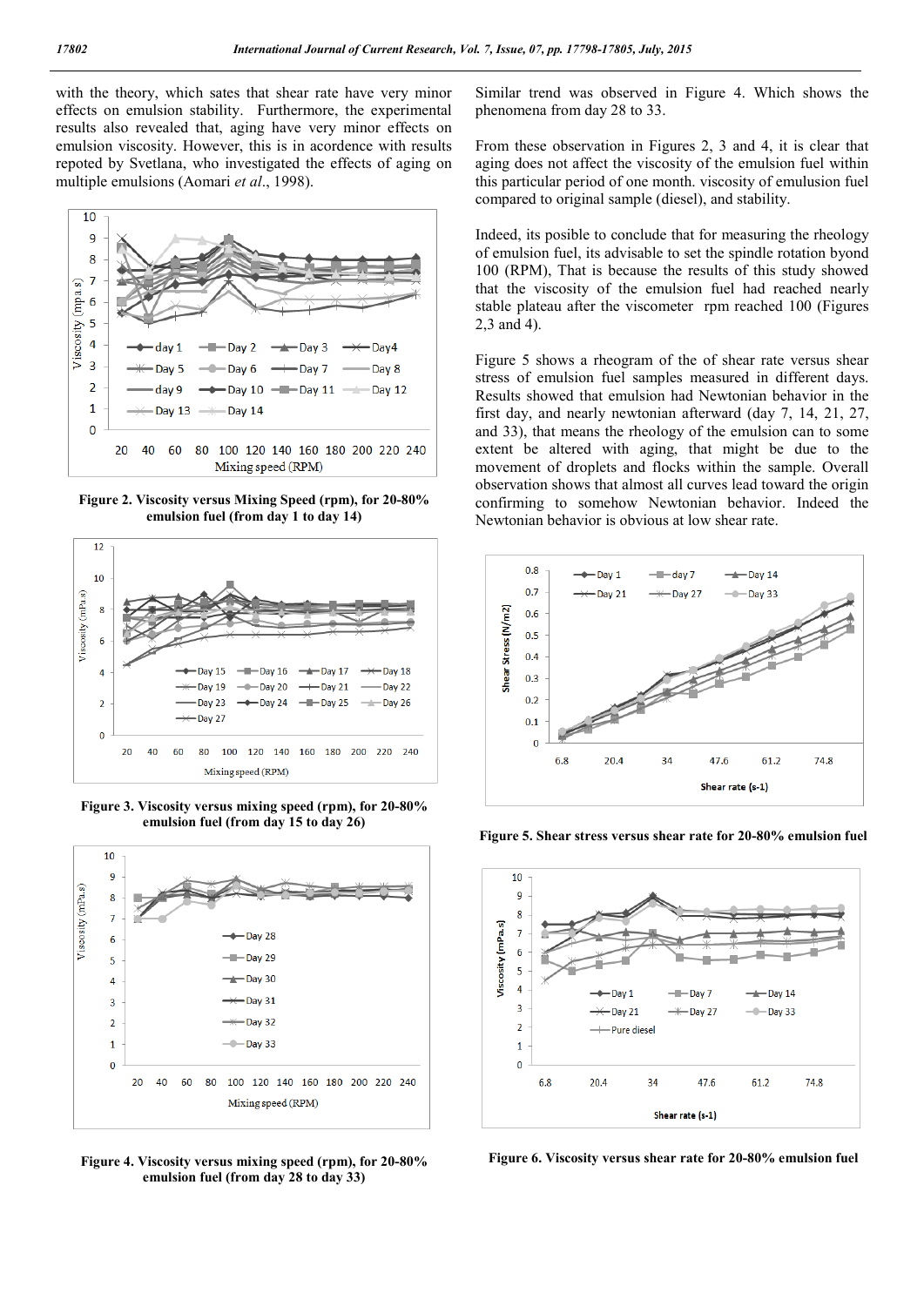with the theory, which sates that shear rate have very minor effects on emulsion stability. Furthermore, the experimental results also revealed that, aging have very minor effects on emulsion viscosity. However, this is in acordence with results repoted by Svetlana, who investigated the effects of aging on multiple emulsions (Aomari *et al*., 1998).

**Figure 2. Viscosity versus Mixing Speed (rpm), for 20-80% emulsion fuel (from day 1 to day 14)**

**Figure 3. Viscosity versus mixing speed (rpm), for 20-80% emulsion fuel (from day 15 to day 26)**

**Figure 4. Viscosity versus mixing speed (rpm), for 20-80% emulsion fuel (from day 28 to day 33)**

Similar trend was observed in Figure 4. Which shows the phenomena from day 28 to 33.

From these observation in Figures 2, 3 and 4, it is clear that aging does not affect the viscosity of the emulsion fuel within this particular period of one month. viscosity of emulsion fuel compared to original sample (diesel), and stability.

Indeed, its possible to conclude that for measuring the rheology of emulsion fuel, its advisable to set the spindle rotation byond 100 (RPM), That is because the results of this study showed that the viscosity of the emulsion fuel had reached nearly stable plateau after the viscometer rpm reached 100 (Figures 2,3 and 4).

Figure 5 shows a rheogram of the of shear rate versus shear stress of emulsion fuel samples measured in different days. Results showed that emulsion had Newtonian behavior in the first day, and nearly newtonian afterward (day 7, 14, 21, 27, and 33), that means the rheology of the emulsion can to some extent be altered with aging, that might be due to the movement of droplets and flocks within the sample. Overall observation shows that almost all curves lead toward the origin confirming to somehow Newtonian behavior. Indeed the Newtonian behavior is obvious at low shear rate.

**Figure 5. Shear stress versus shear rate for 20-80% emulsion fuel**

**Figure 6. Viscosity versus shear rate for 20-80% emulsion fuel**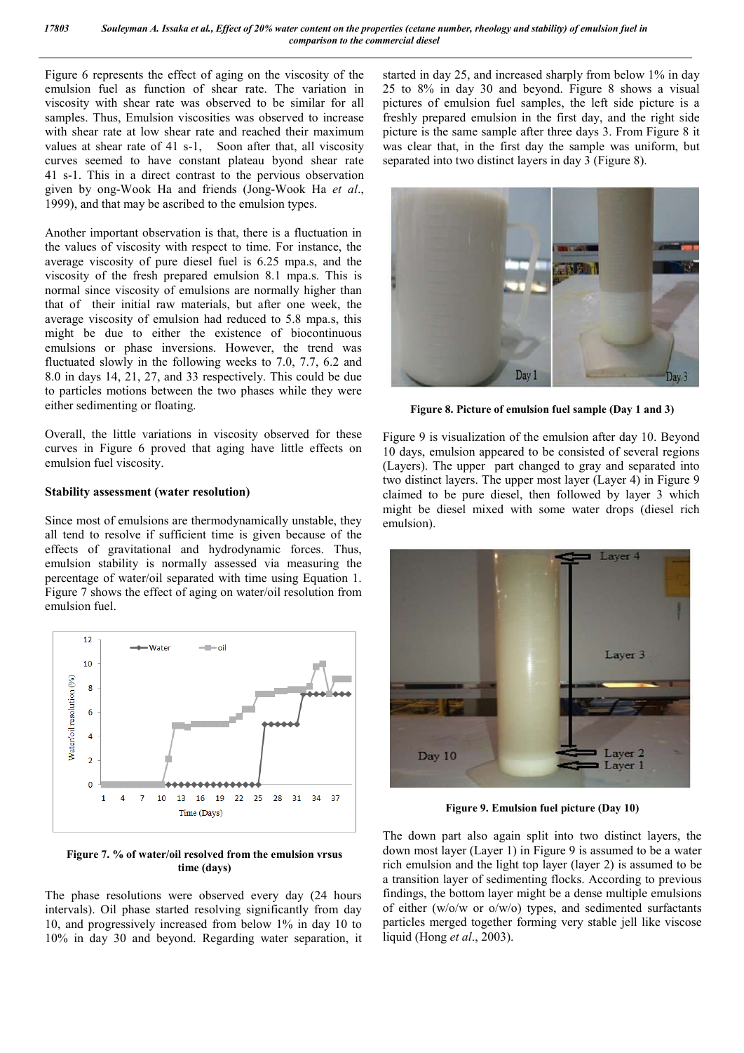Figure 6 represents the effect of aging on the viscosity of the emulsion fuel as function of shear rate. The variation in viscosity with shear rate was observed to be similar for all samples. Thus, Emulsion viscosities was observed to increase with shear rate at low shear rate and reached their maximum values at shear rate of 41 s-1, Soon after that, all viscosity curves seemed to have constant plateau byond shear rate 41 s-1. This in a direct contrast to the pervious observation given by ong-Wook Ha and friends (Jong-Wook Ha *et al*., 1999), and that may be ascribed to the emulsion types.

Another important observation is that, there is a fluctuation in the values of viscosity with respect to time. For instance, the average viscosity of pure diesel fuel is 6.25 mpa.s, and the viscosity of the fresh prepared emulsion 8.1 mpa.s. This is normal since viscosity of emulsions are normally higher than that of their initial raw materials, but after one week, the average viscosity of emulsion had reduced to 5.8 mpa.s, this might be due to either the existence of biocontinuous emulsions or phase inversions. However, the trend was fluctuated slowly in the following weeks to 7.0, 7.7, 6.2 and 8.0 in days 14, 21, 27, and 33 respectively. This could be due to particles motions between the two phases while they were either sedimenting or floating.

Overall, the little variations in viscosity observed for these curves in Figure 6 proved that aging have little effects on emulsion fuel viscosity.

### Stability assessment (water resolution)

Since most of emulsions are thermodynamically unstable, they all tend to resolve if sufficient time is given because of the effects of gravitational and hydrodynamic forces. Thus, emulsion stability is normally assessed via measuring the percentage of water/oil separated with time using Equation 1. Figure 7 shows the effect of aging on water/oil resolution from emulsion fuel.

**Figure 7. % of water/oil resolved from the emulsion vrsus time (days)**

The phase resolutions were observed every day (24 hours intervals). Oil phase started resolving significantly from day 10, and progressively increased from below 1% in day 10 to 10% in day 30 and beyond. Regarding water separation, it started in day 25, and increased sharply from below 1% in day 25 to 8% in day 30 and beyond. Figure 8 shows a visual pictures of emulsion fuel samples, the left side picture is a freshly prepared emulsion in the first day, and the right side picture is the same sample after three days 3. From Figure 8 it was clear that, in the first day the sample was uniform, but separated into two distinct layers in day 3 (Figure 8).

**Figure 8. Picture of emulsion fuel sample (Day 1 and 3)**

Figure 9 is visualization of the emulsion after day 10. Beyond 10 days, emulsion appeared to be consisted of several regions (Layers). The upper part changed to gray and separated into two distinct layers. The upper most layer (Layer 4) in Figure 9 claimed to be pure diesel, then followed by layer 3 which might be diesel mixed with some water drops (diesel rich emulsion).

**Figure 9. Emulsion fuel picture (Day 10)**

The down part also again split into two distinct layers, the down most layer (Layer 1) in Figure 9 is assumed to be a water rich emulsion and the light top layer (layer 2) is assumed to be a transition layer of sedimenting flocks. According to previous findings, the bottom layer might be a dense multiple emulsions of either (w/o/w or o/w/o) types, and sedimented surfactants particles merged together forming very stable jell like viscose liquid (Hong *et al*., 2003).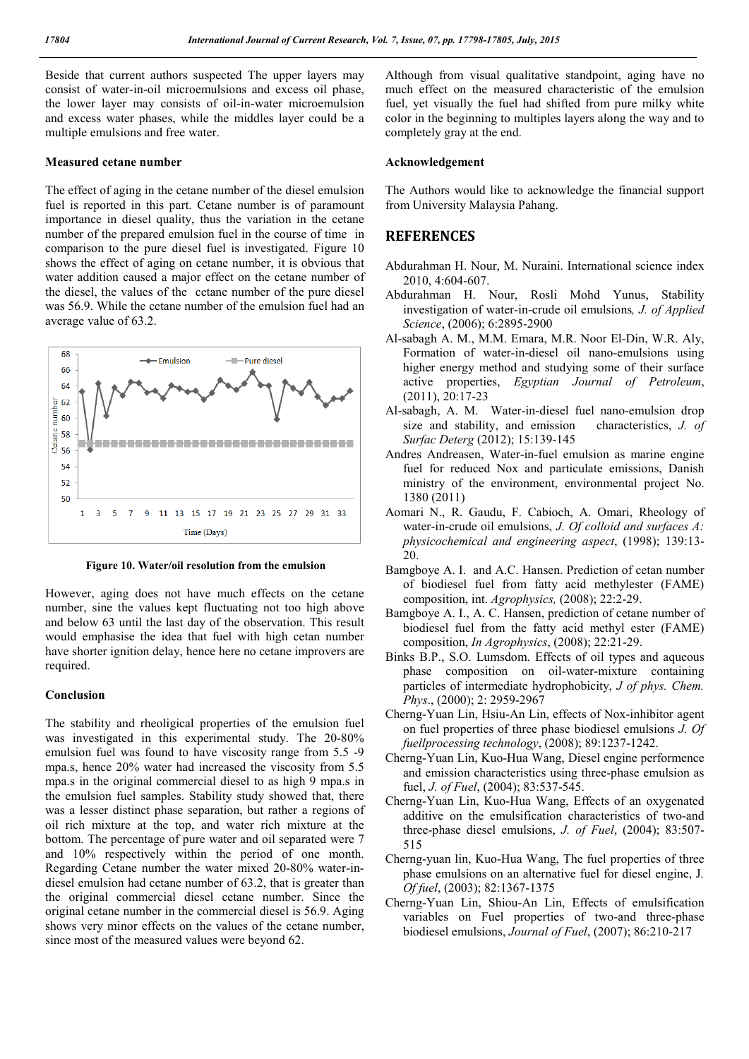Beside that current authors suspected The upper layers may consist of water-in-oil microemulsions and excess oil phase, the lower layer may consists of oil-in-water microemulsion and excess water phases, while the middles layer could be a multiple emulsions and free water.

### Measured cetane number

The effect of aging in the cetane number of the diesel emulsion fuel is reported in this part. Cetane number is of paramount importance in diesel quality, thus the variation in the cetane number of the prepared emulsion fuel in the course of time in comparison to the pure diesel fuel is investigated. Figure 10 shows the effect of aging on cetane number, it is obvious that water addition caused a major effect on the cetane number of the diesel, the values of the cetane number of the pure diesel was 56.9. While the cetane number of the emulsion fuel had an average value of 63.2.

**Figure 10. Water/oil resolution from the emulsion**

However, aging does not have much effects on the cetane number, sine the values kept fluctuating not too high above and below 63 until the last day of the observation. This result would emphasise the idea that fuel with high cetan number have shorter ignition delay, hence here no cetane improvers are required.

### Conclusion

The stability and rheoligical properties of the emulsion fuel was investigated in this experimental study. The 20-80% emulsion fuel was found to have viscosity range from 5.5 -9 mpa.s, hence 20% water had increased the viscosity from 5.5 mpa.s in the original commercial diesel to as high 9 mpa.s in the emulsion fuel samples. Stability study showed that, there was a lesser distinct phase separation, but rather a regions of oil rich mixture at the top, and water rich mixture at the bottom. The percentage of pure water and oil separated were 7 and 10% respectively within the period of one month. Regarding Cetane number the water mixed 20-80% water-in-diesel emulsion had cetane number of 63.2, that is greater than the original commercial diesel cetane number. Since the original cetane number in the commercial diesel is 56.9. Aging shows very minor effects on the values of the cetane number, since most of the measured values were beyond 62.

Although from visual qualitative standpoint, aging have no much effect on the measured characteristic of the emulsion fuel, yet visually the fuel had shifted from pure milky white color in the beginning to multiples layers along the way and to completely gray at the end.

### Acknowledgement

The Authors would like to acknowledge the financial support from University Malaysia Pahang.

## REFERENCES

Abdurahman H. Nour, M. Nuraini. International science index 2010, 4:604-607.

Abdurahman H. Nour, Rosli Mohd Yunus, Stability investigation of water-in-crude oil emulsions, *J. of Applied Science*, (2006); 6:2895-2900

Al-sabagh A. M., M.M. Emara, M.R. Noor El-Din, W.R. Aly, Formation of water-in-diesel oil nano-emulsions using higher energy method and studying some of their surface active properties, *Egyptian Journal of Petroleum*, (2011), 20:17-23

Al-sabagh, A. M. Water-in-diesel fuel nano-emulsion drop size and stability, and emission characteristics, *J. of Surfac Deterg* (2012); 15:139-145

Andres Andreasen, Water-in-fuel emulsion as marine engine fuel for reduced Nox and particulate emissions, Danish ministry of the environment, environmental project No. 1380 (2011)

Aomari N., R. Gaudu, F. Cabioch, A. Omari, Rheology of water-in-crude oil emulsions, *J. Of colloid and surfaces A: physicochemical and engineering aspect*, (1998); 139:13-20.

Bamgboye A. I. and A.C. Hansen. Prediction of cetan number of biodiesel fuel from fatty acid methylester (FAME) composition, int. *Agrophysics,* (2008); 22:2-29.

Bamgboye A. I., A. C. Hansen, prediction of cetane number of biodiesel fuel from the fatty acid methyl ester (FAME) composition, *In Agrophysics*, (2008); 22:21-29.

Binks B.P., S.O. Lumsdom. Effects of oil types and aqueous phase composition on oil-water-mixture containing particles of intermediate hydrophobicity, *J of phys. Chem. Phys*., (2000); 2: 2959-2967

Cherng-Yuan Lin, Hsiu-An Lin, effects of Nox-inhibitor agent on fuel properties of three phase biodiesel emulsions *J. Of fuellprocessing technology*, (2008); 89:1237-1242.

Cherng-Yuan Lin, Kuo-Hua Wang, Diesel engine performence and emission characteristics using three-phase emulsion as fuel, *J. of Fuel*, (2004); 83:537-545.

Cherng-Yuan Lin, Kuo-Hua Wang, Effects of an oxygenated additive on the emulsification characteristics of two-and three-phase diesel emulsions, *J. of Fuel*, (2004); 83:507-515

Cherng-yuan lin, Kuo-Hua Wang, The fuel properties of three phase emulsions on an alternative fuel for diesel engine, J. *Of fuel*, (2003); 82:1367-1375

Cherng-Yuan Lin, Shiou-An Lin, Effects of emulsification variables on Fuel properties of two-and three-phase biodiesel emulsions, *Journal of Fuel*, (2007); 86:210-217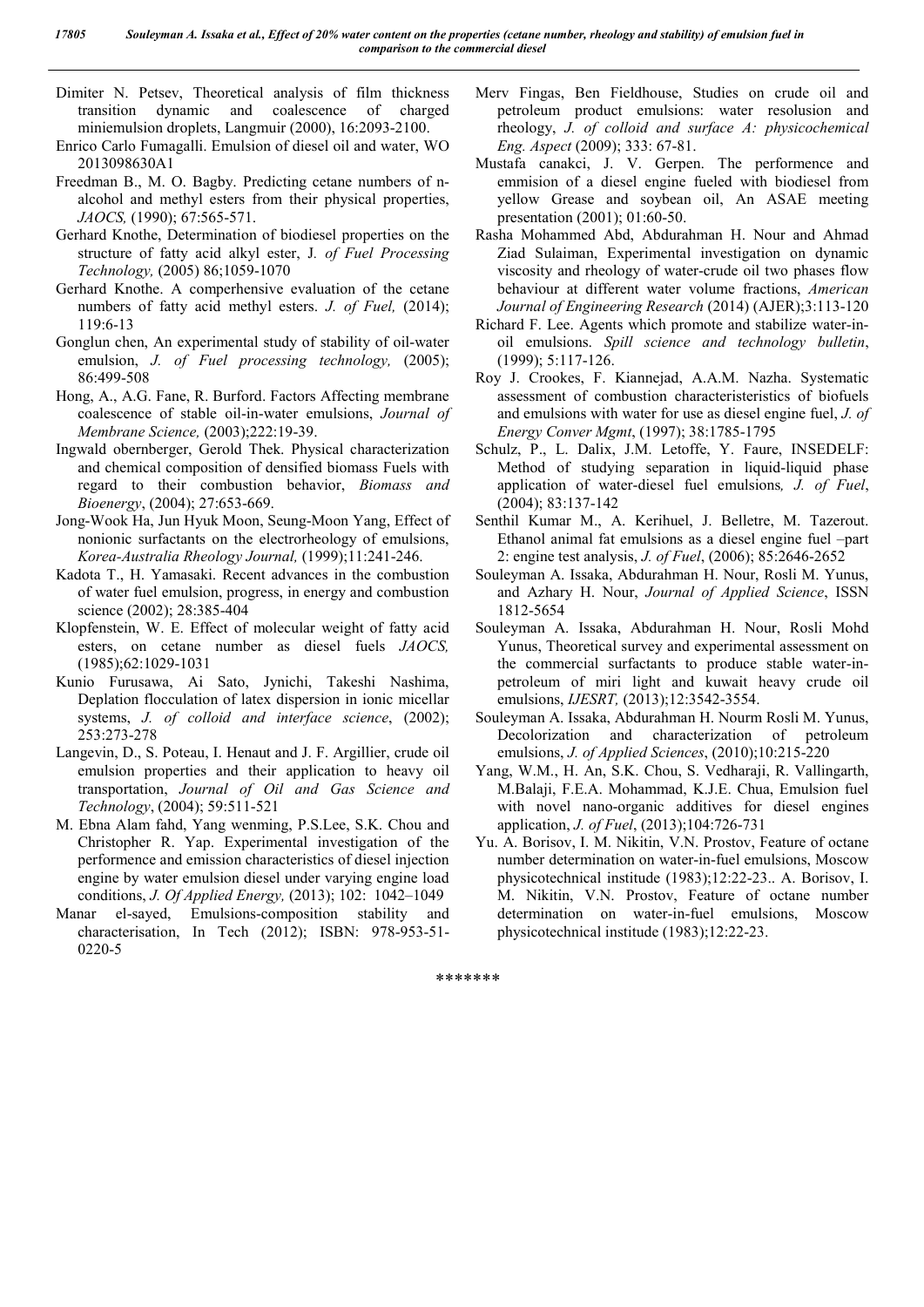Dimiter N. Petsev, Theoretical analysis of film thickness transition dynamic and coalescence of charged miniemulsion droplets, Langmuir (2000), 16:2093-2100.

Enrico Carlo Fumagalli. Emulsion of diesel oil and water, WO 2013098630A1

Freedman B., M. O. Bagby. Predicting cetane numbers of n-alcohol and methyl esters from their physical properties, *JAOCS,* (1990); 67:565-571.

Gerhard Knothe, Determination of biodiesel properties on the structure of fatty acid alkyl ester, J*. of Fuel Processing Technology,* (2005) 86;1059-1070

Gerhard Knothe. A comperhensive evaluation of the cetane numbers of fatty acid methyl esters. *J. of Fuel,* (2014); 119:6-13

Gonglun chen, An experimental study of stability of oil-water emulsion, *J. of Fuel processing technology,* (2005); 86:499-508

Hong, A., A.G. Fane, R. Burford. Factors Affecting membrane coalescence of stable oil-in-water emulsions, *Journal of Membrane Science,* (2003);222:19-39.

Ingwald obernberger, Gerold Thek. Physical characterization and chemical composition of densified biomass Fuels with regard to their combustion behavior, *Biomass and Bioenergy*, (2004); 27:653-669.

Jong-Wook Ha, Jun Hyuk Moon, Seung-Moon Yang, Effect of nonionic surfactants on the electrorheology of emulsions, *Korea-Australia Rheology Journal,* (1999);11:241-246.

Kadota T., H. Yamasaki. Recent advances in the combustion of water fuel emulsion, progress, in energy and combustion science (2002); 28:385-404

Klopfenstein, W. E. Effect of molecular weight of fatty acid esters, on cetane number as diesel fuels *JAOCS,* (1985);62:1029-1031

Kunio Furusawa, Ai Sato, Jynichi, Takeshi Nashima, Deplation flocculation of latex dispersion in ionic micellar systems, *J. of colloid and interface science*, (2002); 253:273-278

Langevin, D., S. Poteau, I. Henaut and J. F. Argillier, crude oil emulsion properties and their application to heavy oil transportation, *Journal of Oil and Gas Science and Technology*, (2004); 59:511-521

M. Ebna Alam fahd, Yang wenming, P.S.Lee, S.K. Chou and Christopher R. Yap. Experimental investigation of the performence and emission characteristics of diesel injection engine by water emulsion diesel under varying engine load conditions, *J. Of Applied Energy,* (2013); 102: 1042–1049

Manar el-sayed, Emulsions-composition stability and characterisation, In Tech (2012); ISBN: 978-953-51-0220-5

Merv Fingas, Ben Fieldhouse, Studies on crude oil and petroleum product emulsions: water resolusion and rheology, *J. of colloid and surface A: physicochemical Eng. Aspect* (2009); 333: 67-81.

Mustafa canakci, J. V. Gerpen. The performence and emmision of a diesel engine fueled with biodiesel from yellow Grease and soybean oil, An ASAE meeting presentation (2001); 01:60-50.

Rasha Mohammed Abd, Abdurahman H. Nour and Ahmad Ziad Sulaiman, Experimental investigation on dynamic viscosity and rheology of water-crude oil two phases flow behaviour at different water volume fractions, *American Journal of Engineering Research* (2014) (AJER);3:113-120

Richard F. Lee. Agents which promote and stabilize water-in-oil emulsions. *Spill science and technology bulletin*, (1999); 5:117-126.

Roy J. Crookes, F. Kiannejad, A.A.M. Nazha. Systematic assessment of combustion characteristeristics of biofuels and emulsions with water for use as diesel engine fuel, *J. of Energy Conver Mgmt*, (1997); 38:1785-1795

Schulz, P., L. Dalix, J.M. Letoffe, Y. Faure, INSEDELF: Method of studying separation in liquid-liquid phase application of water-diesel fuel emulsions*, J. of Fuel*, (2004); 83:137-142

Senthil Kumar M., A. Kerihuel, J. Belletre, M. Tazerout. Ethanol animal fat emulsions as a diesel engine fuel –part 2: engine test analysis, *J. of Fuel*, (2006); 85:2646-2652

Souleyman A. Issaka, Abdurahman H. Nour, Rosli M. Yunus, and Azhary H. Nour, *Journal of Applied Science*, ISSN 1812-5654

Souleyman A. Issaka, Abdurahman H. Nour, Rosli Mohd Yunus, Theoretical survey and experimental assessment on the commercial surfactants to produce stable water-in-petroleum of miri light and kuwait heavy crude oil emulsions, *IJESRT,* (2013);12:3542-3554.

Souleyman A. Issaka, Abdurahman H. Nourm Rosli M. Yunus, Decolorization and characterization of petroleum emulsions, *J. of Applied Sciences*, (2010);10:215-220

Yang, W.M., H. An, S.K. Chou, S. Vedharaji, R. Vallingarth, M.Balaji, F.E.A. Mohammad, K.J.E. Chua, Emulsion fuel with novel nano-organic additives for diesel engines application, *J. of Fuel*, (2013);104:726-731

Yu. A. Borisov, I. M. Nikitin, V.N. Prostov, Feature of octane number determination on water-in-fuel emulsions, Moscow physicotechnical institude (1983);12:22-23.. A. Borisov, I. M. Nikitin, V.N. Prostov, Feature of octane number determination on water-in-fuel emulsions, Moscow physicotechnical institude (1983);12:22-23.

\*\*\*\*\*\*\*